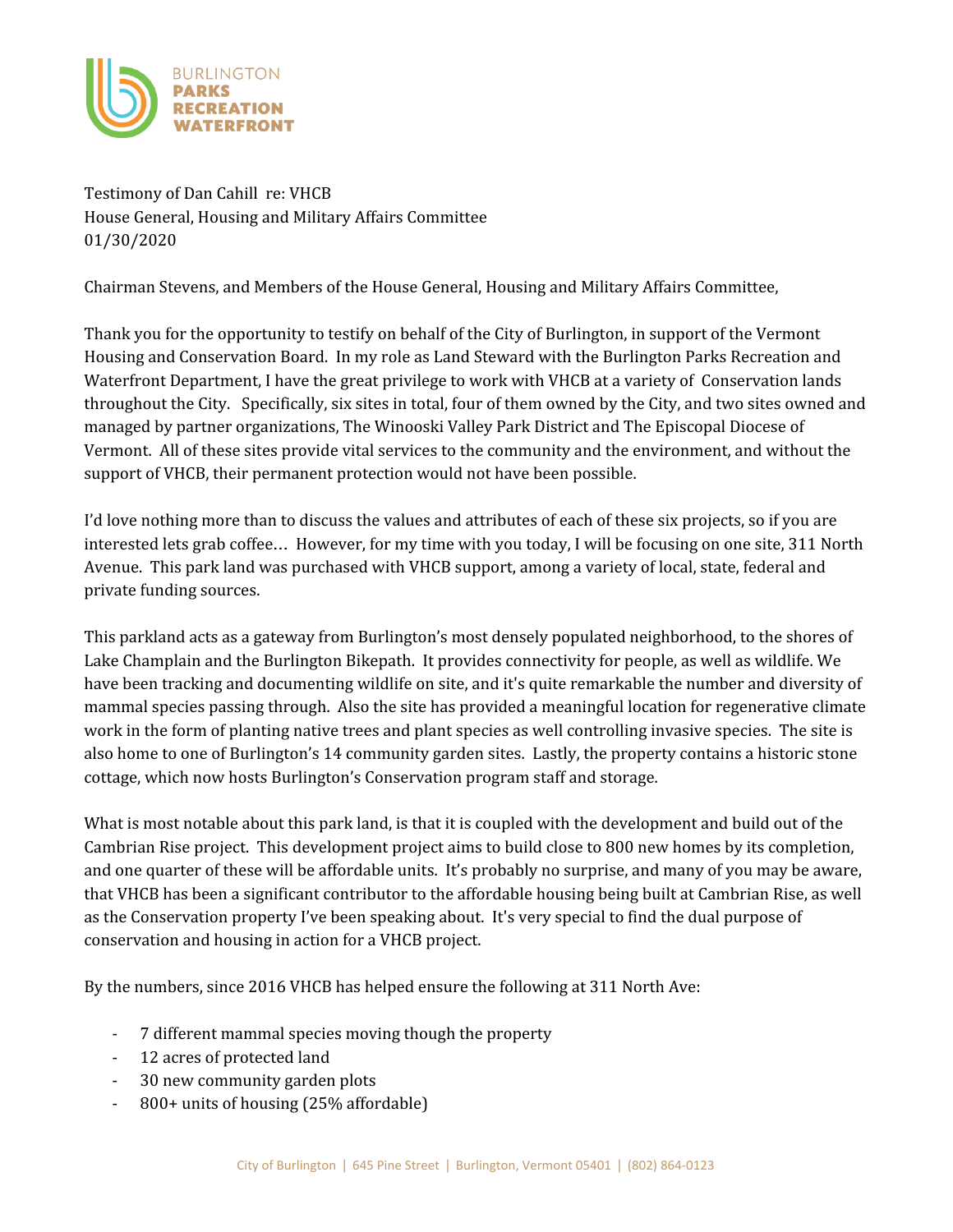BURLINGTON
**PARKS**
**RECREATION**
**WATERFRONT**

Testimony of Dan Cahill re: VHCB
House General, Housing and Military Affairs Committee
01/30/2020

Chairman Stevens, and Members of the House General, Housing and Military Affairs Committee,

Thank you for the opportunity to testify on behalf of the City of Burlington, in support of the Vermont Housing and Conservation Board. In my role as Land Steward with the Burlington Parks Recreation and Waterfront Department, I have the great privilege to work with VHCB at a variety of Conservation lands throughout the City. Specifically, six sites in total, four of them owned by the City, and two sites owned and managed by partner organizations, The Winooski Valley Park District and The Episcopal Diocese of Vermont. All of these sites provide vital services to the community and the environment, and without the support of VHCB, their permanent protection would not have been possible.

I'd love nothing more than to discuss the values and attributes of each of these six projects, so if you are interested lets grab coffee… However, for my time with you today, I will be focusing on one site, 311 North Avenue. This park land was purchased with VHCB support, among a variety of local, state, federal and private funding sources.

This parkland acts as a gateway from Burlington's most densely populated neighborhood, to the shores of Lake Champlain and the Burlington Bikepath. It provides connectivity for people, as well as wildlife. We have been tracking and documenting wildlife on site, and it's quite remarkable the number and diversity of mammal species passing through. Also the site has provided a meaningful location for regenerative climate work in the form of planting native trees and plant species as well controlling invasive species. The site is also home to one of Burlington's 14 community garden sites. Lastly, the property contains a historic stone cottage, which now hosts Burlington's Conservation program staff and storage.

What is most notable about this park land, is that it is coupled with the development and build out of the Cambrian Rise project. This development project aims to build close to 800 new homes by its completion, and one quarter of these will be affordable units. It's probably no surprise, and many of you may be aware, that VHCB has been a significant contributor to the affordable housing being built at Cambrian Rise, as well as the Conservation property I've been speaking about. It's very special to find the dual purpose of conservation and housing in action for a VHCB project.

By the numbers, since 2016 VHCB has helped ensure the following at 311 North Ave:

- 7 different mammal species moving though the property
- 12 acres of protected land
- 30 new community garden plots
- 800+ units of housing (25% affordable)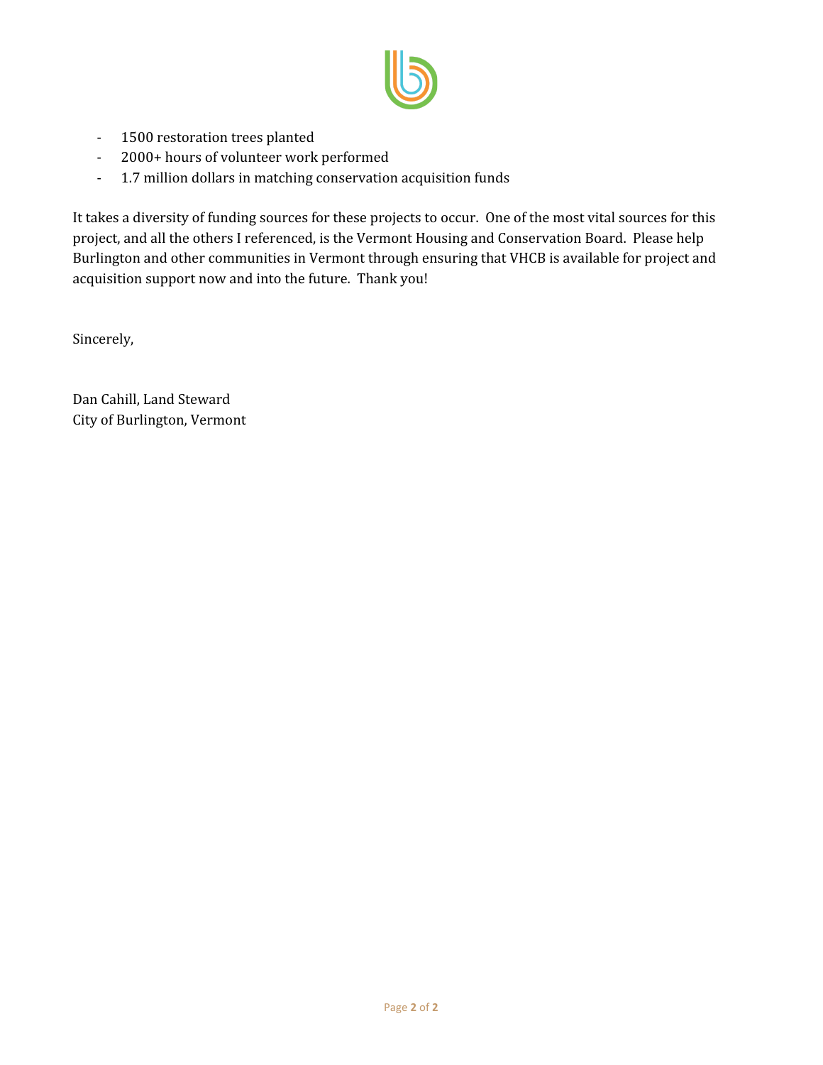- 1500 restoration trees planted
- 2000+ hours of volunteer work performed
- 1.7 million dollars in matching conservation acquisition funds

It takes a diversity of funding sources for these projects to occur. One of the most vital sources for this project, and all the others I referenced, is the Vermont Housing and Conservation Board. Please help Burlington and other communities in Vermont through ensuring that VHCB is available for project and acquisition support now and into the future. Thank you!

Sincerely,

Dan Cahill, Land Steward
City of Burlington, Vermont